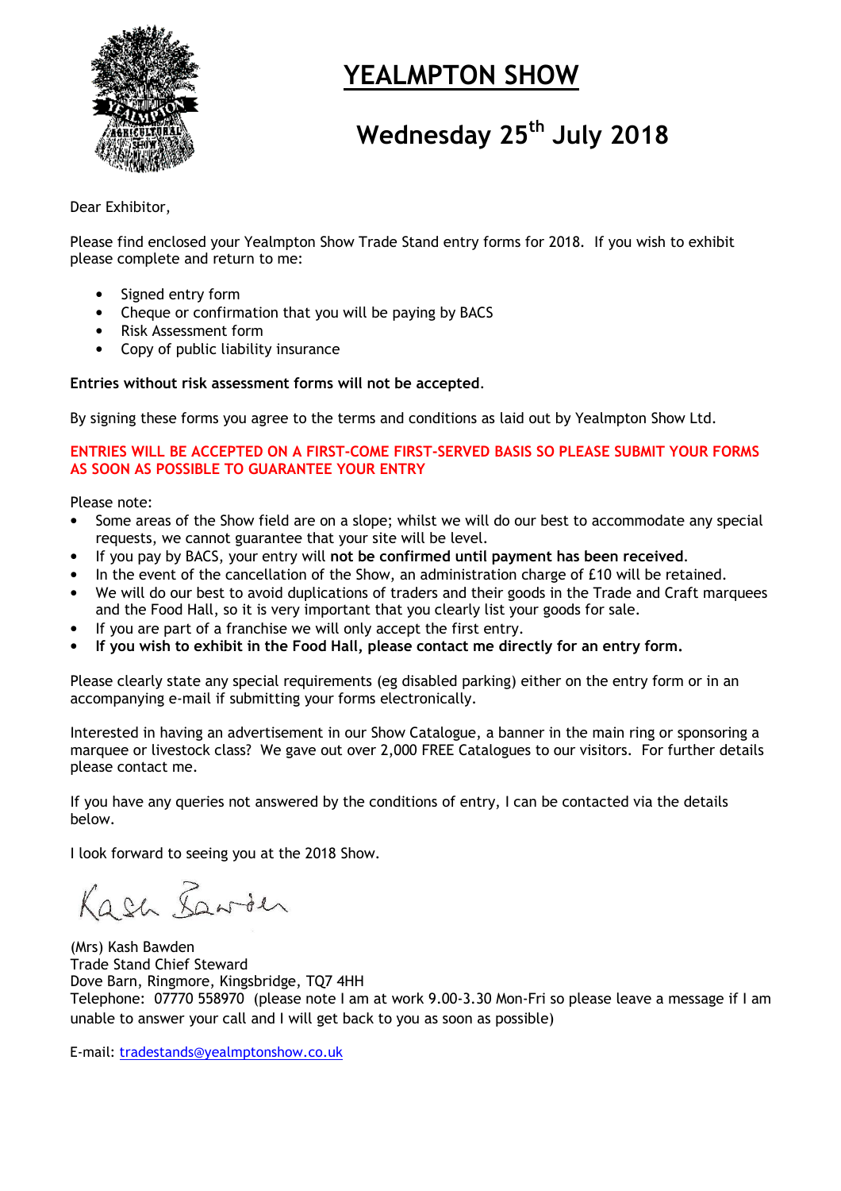# YEALMPTON SHOW

## Wednesday 25th July 2018

Dear Exhibitor,

Please find enclosed your Yealmpton Show Trade Stand entry forms for 2018. If you wish to exhibit please complete and return to me:

- Signed entry form
- Cheque or confirmation that you will be paying by BACS
- Risk Assessment form
- Copy of public liability insurance

**Entries without risk assessment forms will not be accepted**.

By signing these forms you agree to the terms and conditions as laid out by Yealmpton Show Ltd.

**ENTRIES WILL BE ACCEPTED ON A FIRST-COME FIRST-SERVED BASIS SO PLEASE SUBMIT YOUR FORMS AS SOON AS POSSIBLE TO GUARANTEE YOUR ENTRY**

Please note:

- Some areas of the Show field are on a slope; whilst we will do our best to accommodate any special requests, we cannot guarantee that your site will be level.
- If you pay by BACS, your entry will **not be confirmed until payment has been received**.
- In the event of the cancellation of the Show, an administration charge of £10 will be retained.
- We will do our best to avoid duplications of traders and their goods in the Trade and Craft marquees and the Food Hall, so it is very important that you clearly list your goods for sale.
- If you are part of a franchise we will only accept the first entry.
- **If you wish to exhibit in the Food Hall, please contact me directly for an entry form.**

Please clearly state any special requirements (eg disabled parking) either on the entry form or in an accompanying e-mail if submitting your forms electronically.

Interested in having an advertisement in our Show Catalogue, a banner in the main ring or sponsoring a marquee or livestock class? We gave out over 2,000 FREE Catalogues to our visitors. For further details please contact me.

If you have any queries not answered by the conditions of entry, I can be contacted via the details below.

I look forward to seeing you at the 2018 Show.

Kash Bawden

(Mrs) Kash Bawden
Trade Stand Chief Steward
Dove Barn, Ringmore, Kingsbridge, TQ7 4HH
Telephone: 07770 558970 (please note I am at work 9.00-3.30 Mon-Fri so please leave a message if I am unable to answer your call and I will get back to you as soon as possible)

E-mail: tradestands@yealmptonshow.co.uk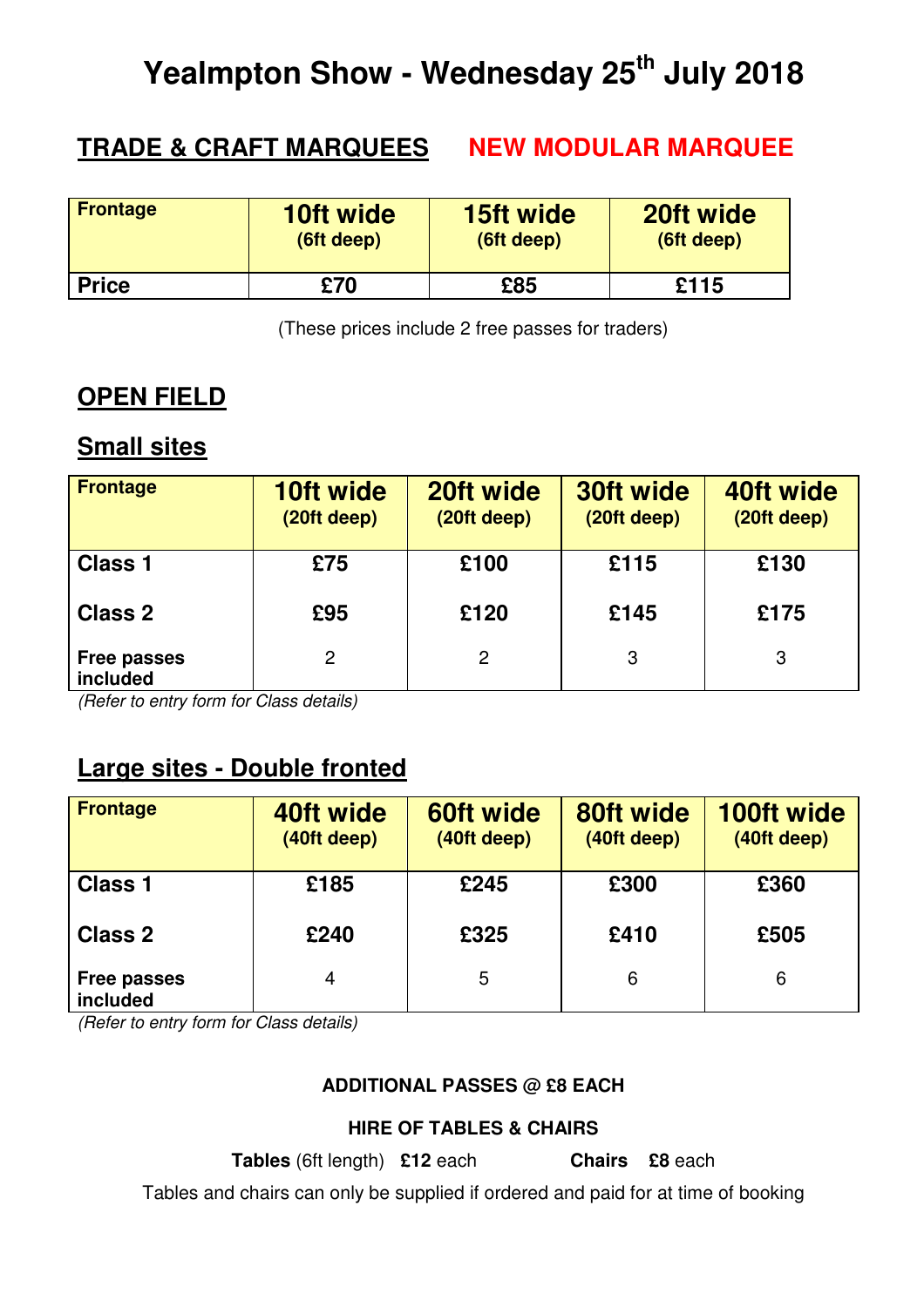# Yealmpton Show - Wednesday 25th July 2018

## TRADE & CRAFT MARQUEES **NEW MODULAR MARQUEE**

| Frontage | 10ft wide (6ft deep) | 15ft wide (6ft deep) | 20ft wide (6ft deep) |
|---|---|---|---|
| **Price** | **£70** | **£85** | **£115** |

(These prices include 2 free passes for traders)

## OPEN FIELD

### Small sites

| Frontage | 10ft wide (20ft deep) | 20ft wide (20ft deep) | 30ft wide (20ft deep) | 40ft wide (20ft deep) |
|---|---|---|---|---|
| **Class 1** | **£75** | **£100** | **£115** | **£130** |
| **Class 2** | **£95** | **£120** | **£145** | **£175** |
| **Free passes included** | 2 | 2 | 3 | 3 |

*(Refer to entry form for Class details)*

### Large sites - Double fronted

| Frontage | 40ft wide (40ft deep) | 60ft wide (40ft deep) | 80ft wide (40ft deep) | 100ft wide (40ft deep) |
|---|---|---|---|---|
| **Class 1** | **£185** | **£245** | **£300** | **£360** |
| **Class 2** | **£240** | **£325** | **£410** | **£505** |
| **Free passes included** | 4 | 5 | 6 | 6 |

*(Refer to entry form for Class details)*

**ADDITIONAL PASSES @ £8 EACH**

**HIRE OF TABLES & CHAIRS**

**Tables** (6ft length) **£12** each **Chairs** **£8** each

Tables and chairs can only be supplied if ordered and paid for at time of booking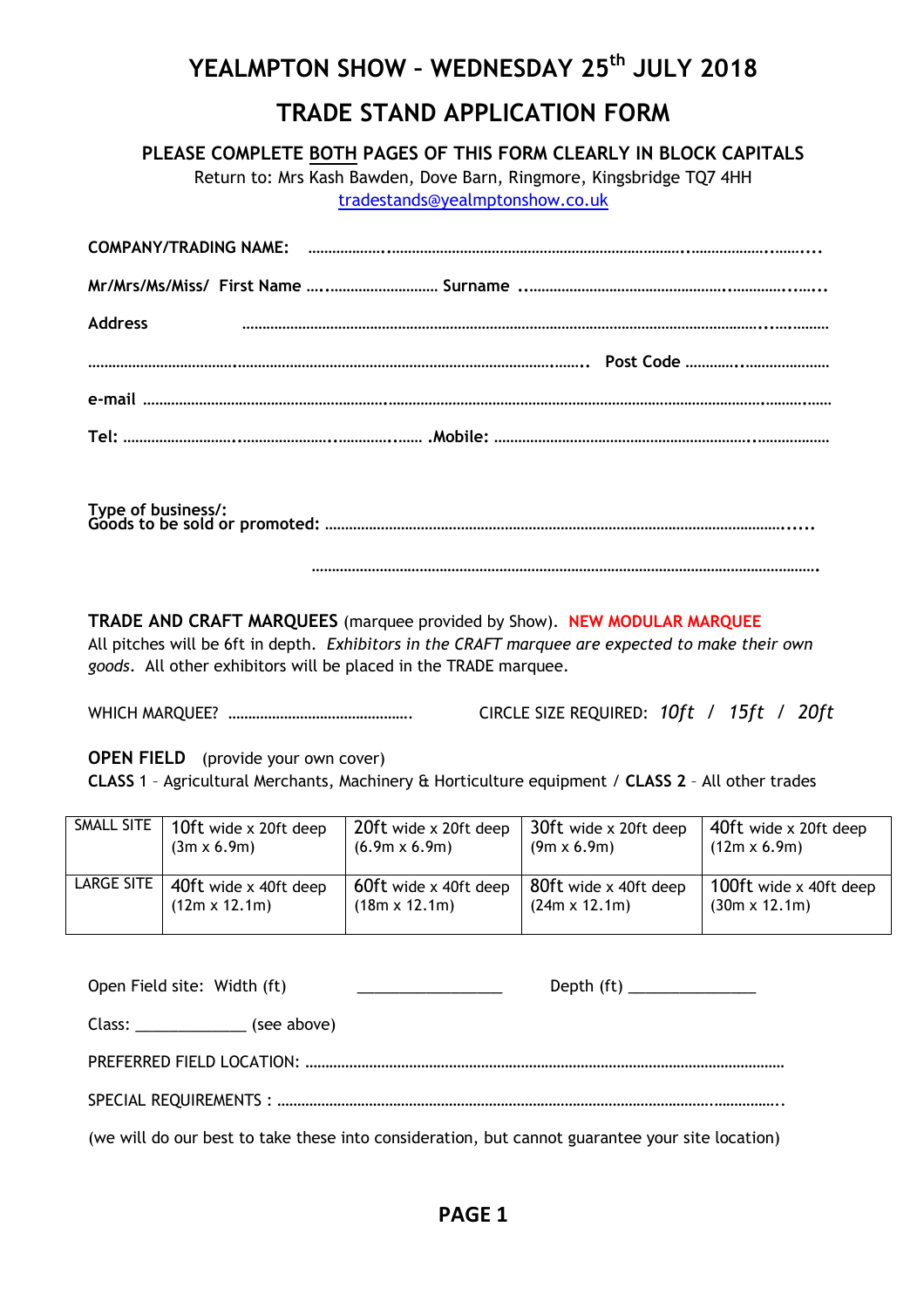# YEALMPTON SHOW – WEDNESDAY 25th JULY 2018

## TRADE STAND APPLICATION FORM

**PLEASE COMPLETE BOTH PAGES OF THIS FORM CLEARLY IN BLOCK CAPITALS**

Return to: Mrs Kash Bawden, Dove Barn, Ringmore, Kingsbridge TQ7 4HH
tradestands@yealmptonshow.co.uk

**COMPANY/TRADING NAME:** ……………………………………………………………………………………………

**Mr/Mrs/Ms/Miss/ First Name** ………………………… **Surname** ……………………………………………………

**Address** ……………………………………………………………………………………………………………

……………………………………………………………………………………………………… **Post Code** ………………………

**e-mail** ……………………………………………………………………………………………………………

**Tel:** ……………………………………………… **.Mobile:** ……………………………………………………

**Type of business/:**
**Goods to be sold or promoted:** ……………………………………………………………………………………

……………………………………………………………………………………………………

**TRADE AND CRAFT MARQUEES** (marquee provided by Show). **NEW MODULAR MARQUEE**
All pitches will be 6ft in depth. *Exhibitors in the CRAFT marquee are expected to make their own goods*. All other exhibitors will be placed in the TRADE marquee.

WHICH MARQUEE? ………………………………………. CIRCLE SIZE REQUIRED: *10ft / 15ft / 20ft*

**OPEN FIELD** (provide your own cover)
**CLASS** 1 – Agricultural Merchants, Machinery & Horticulture equipment / **CLASS 2** – All other trades

| SMALL SITE | 10ft wide x 20ft deep (3m x 6.9m) | 20ft wide x 20ft deep (6.9m x 6.9m) | 30ft wide x 20ft deep (9m x 6.9m) | 40ft wide x 20ft deep (12m x 6.9m) |
|---|---|---|---|---|
| LARGE SITE | 40ft wide x 40ft deep (12m x 12.1m) | 60ft wide x 40ft deep (18m x 12.1m) | 80ft wide x 40ft deep (24m x 12.1m) | 100ft wide x 40ft deep (30m x 12.1m) |

Open Field site: Width (ft) ________________ Depth (ft) ______________

Class: ____________ (see above)

PREFERRED FIELD LOCATION: ………………………………………………………………………………………

SPECIAL REQUIREMENTS : ………………………………………………………………………………………

(we will do our best to take these into consideration, but cannot guarantee your site location)

**PAGE 1**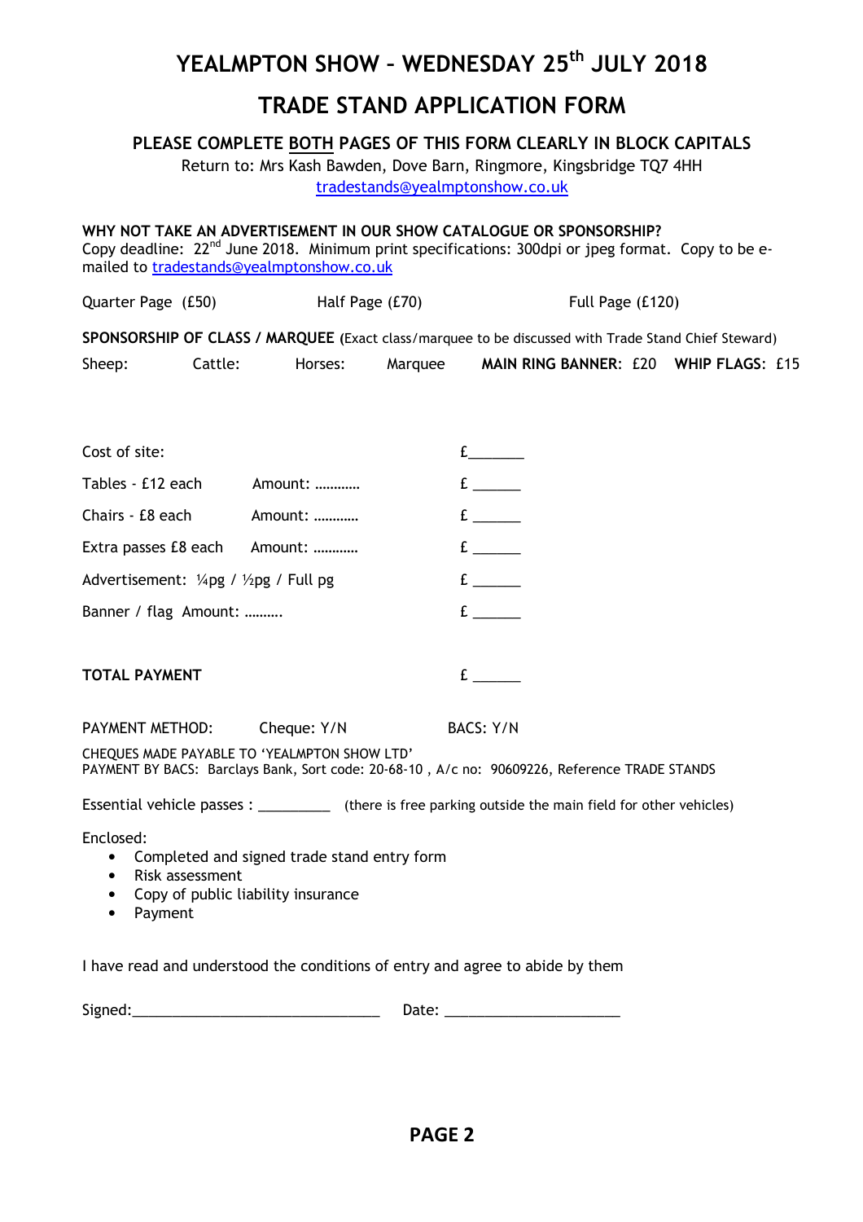# YEALMPTON SHOW – WEDNESDAY 25th JULY 2018

## TRADE STAND APPLICATION FORM

**PLEASE COMPLETE BOTH PAGES OF THIS FORM CLEARLY IN BLOCK CAPITALS**

Return to: Mrs Kash Bawden, Dove Barn, Ringmore, Kingsbridge TQ7 4HH
tradestands@yealmptonshow.co.uk

**WHY NOT TAKE AN ADVERTISEMENT IN OUR SHOW CATALOGUE OR SPONSORSHIP?**
Copy deadline: 22nd June 2018. Minimum print specifications: 300dpi or jpeg format. Copy to be e-mailed to tradestands@yealmptonshow.co.uk

Quarter Page (£50) Half Page (£70) Full Page (£120)

**SPONSORSHIP OF CLASS / MARQUEE** (Exact class/marquee to be discussed with Trade Stand Chief Steward)

Sheep: Cattle: Horses: Marquee **MAIN RING BANNER**: £20 **WHIP FLAGS**: £15

| | | |
|---|---|---|
| Cost of site: | | £_______ |
| Tables - £12 each | Amount: ………… | £ ______ |
| Chairs - £8 each | Amount: ………… | £ ______ |
| Extra passes £8 each | Amount: ………… | £ ______ |
| Advertisement: ¼pg / ½pg / Full pg | | £ ______ |
| Banner / flag Amount: ………. | | £ ______ |
| **TOTAL PAYMENT** | | £ ______ |

PAYMENT METHOD: Cheque: Y/N BACS: Y/N

CHEQUES MADE PAYABLE TO 'YEALMPTON SHOW LTD'
PAYMENT BY BACS: Barclays Bank, Sort code: 20-68-10 , A/c no: 90609226, Reference TRADE STANDS

Essential vehicle passes : _________ (there is free parking outside the main field for other vehicles)

Enclosed:

- Completed and signed trade stand entry form
- Risk assessment
- Copy of public liability insurance
- Payment

I have read and understood the conditions of entry and agree to abide by them

Signed:_______________________________ Date: ______________________

**PAGE 2**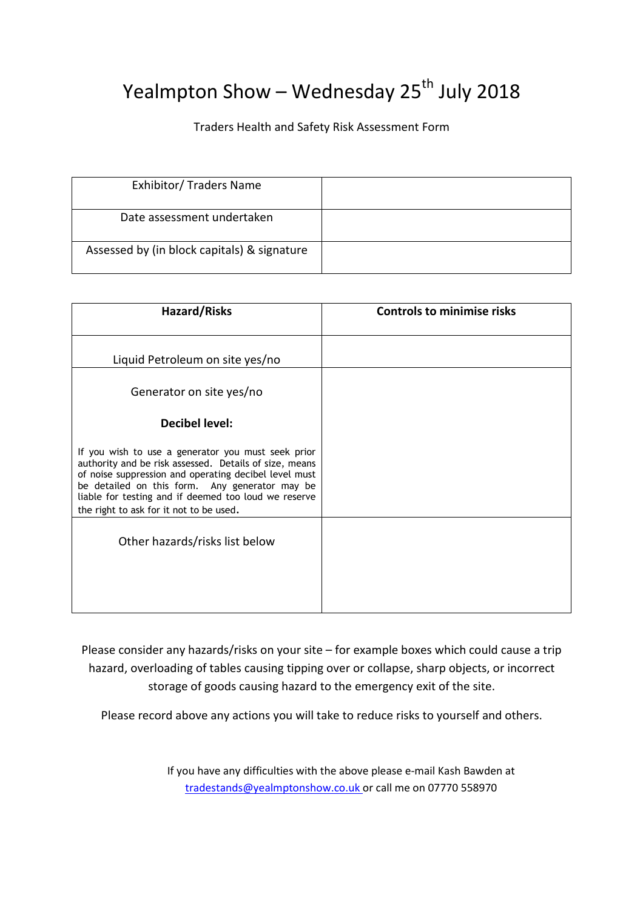# Yealmpton Show – Wednesday 25th July 2018

Traders Health and Safety Risk Assessment Form

| | |
|---|---|
| Exhibitor/ Traders Name | |
| Date assessment undertaken | |
| Assessed by (in block capitals) & signature | |

| **Hazard/Risks** | **Controls to minimise risks** |
|---|---|
| Liquid Petroleum on site yes/no | |
| Generator on site yes/no<br><br>**Decibel level:**<br><br>If you wish to use a generator you must seek prior authority and be risk assessed. Details of size, means of noise suppression and operating decibel level must be detailed on this form. Any generator may be liable for testing and if deemed too loud we reserve the right to ask for it not to be used. | |
| Other hazards/risks list below | |

Please consider any hazards/risks on your site – for example boxes which could cause a trip hazard, overloading of tables causing tipping over or collapse, sharp objects, or incorrect storage of goods causing hazard to the emergency exit of the site.

Please record above any actions you will take to reduce risks to yourself and others.

If you have any difficulties with the above please e-mail Kash Bawden at tradestands@yealmptonshow.co.uk or call me on 07770 558970